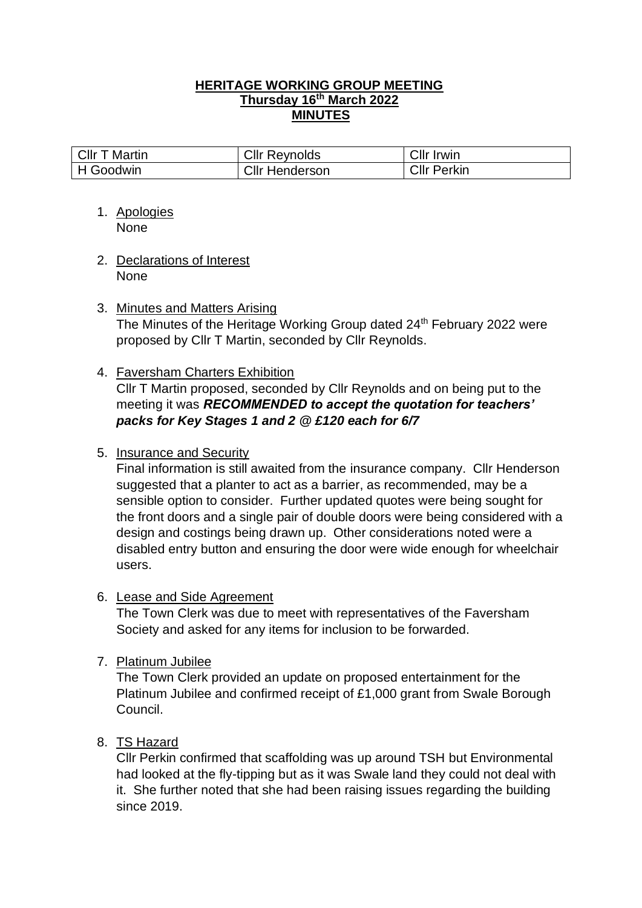**HERITAGE WORKING GROUP MEETING**
**Thursday 16th March 2022**
**MINUTES**

| Cllr T Martin | Cllr Reynolds | Cllr Irwin |
|---|---|---|
| H Goodwin | Cllr Henderson | Cllr Perkin |

1. Apologies
   None

2. Declarations of Interest
   None

3. Minutes and Matters Arising
   The Minutes of the Heritage Working Group dated 24th February 2022 were proposed by Cllr T Martin, seconded by Cllr Reynolds.

4. Faversham Charters Exhibition
   Cllr T Martin proposed, seconded by Cllr Reynolds and on being put to the meeting it was ***RECOMMENDED to accept the quotation for teachers' packs for Key Stages 1 and 2 @ £120 each for 6/7***

5. Insurance and Security
   Final information is still awaited from the insurance company. Cllr Henderson suggested that a planter to act as a barrier, as recommended, may be a sensible option to consider. Further updated quotes were being sought for the front doors and a single pair of double doors were being considered with a design and costings being drawn up. Other considerations noted were a disabled entry button and ensuring the door were wide enough for wheelchair users.

6. Lease and Side Agreement
   The Town Clerk was due to meet with representatives of the Faversham Society and asked for any items for inclusion to be forwarded.

7. Platinum Jubilee
   The Town Clerk provided an update on proposed entertainment for the Platinum Jubilee and confirmed receipt of £1,000 grant from Swale Borough Council.

8. TS Hazard
   Cllr Perkin confirmed that scaffolding was up around TSH but Environmental had looked at the fly-tipping but as it was Swale land they could not deal with it. She further noted that she had been raising issues regarding the building since 2019.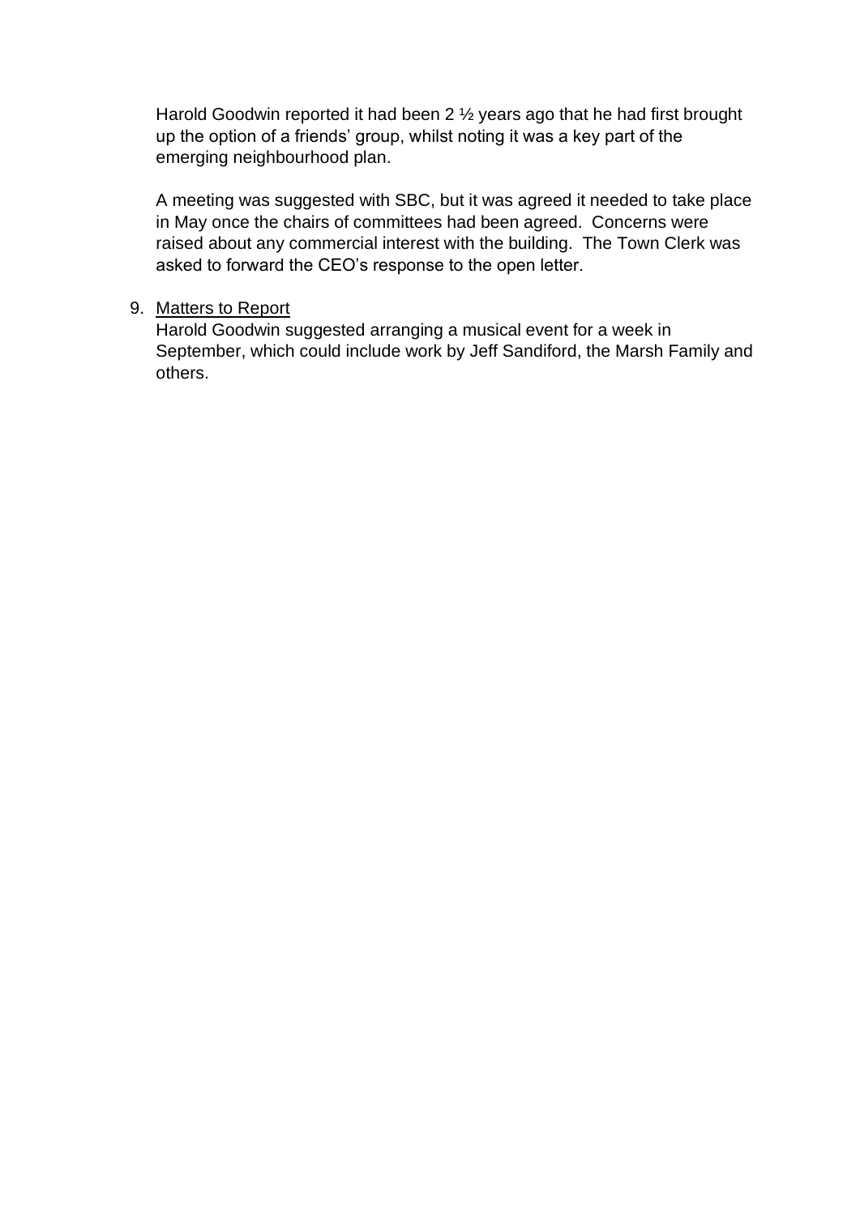Harold Goodwin reported it had been 2 ½ years ago that he had first brought up the option of a friends' group, whilst noting it was a key part of the emerging neighbourhood plan.

A meeting was suggested with SBC, but it was agreed it needed to take place in May once the chairs of committees had been agreed. Concerns were raised about any commercial interest with the building. The Town Clerk was asked to forward the CEO's response to the open letter.

9. Matters to Report

   Harold Goodwin suggested arranging a musical event for a week in September, which could include work by Jeff Sandiford, the Marsh Family and others.